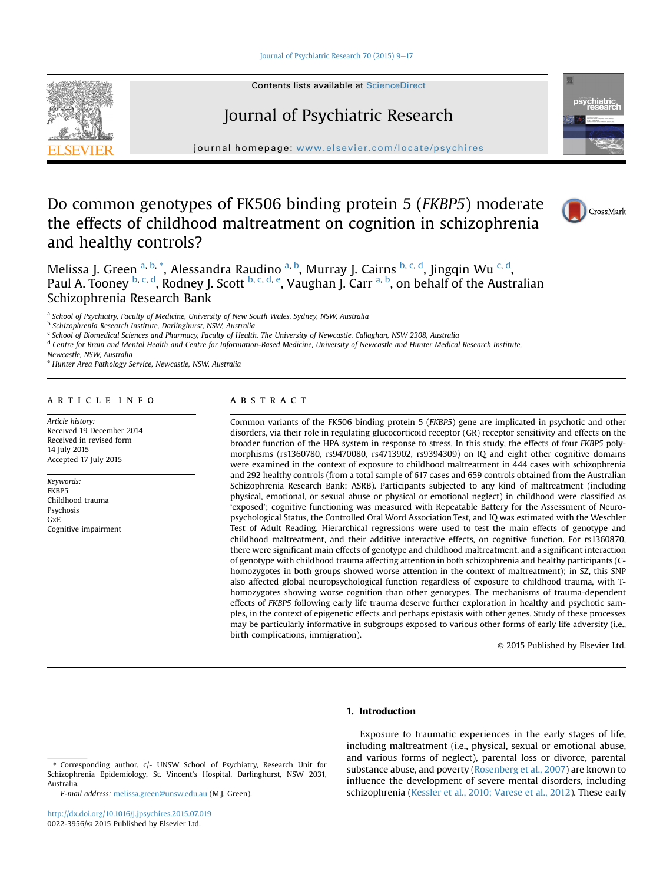# Do common genotypes of FK506 binding protein 5 (*FKBP5*) moderate the effects of childhood maltreatment on cognition in schizophrenia and healthy controls?

Melissa J. Green [a, b, *], Alessandra Raudino [a, b], Murray J. Cairns [b, c, d], Jingqin Wu [c, d], Paul A. Tooney [b, c, d], Rodney J. Scott [b, c, d, e], Vaughan J. Carr [a, b], on behalf of the Australian Schizophrenia Research Bank

[a] School of Psychiatry, Faculty of Medicine, University of New South Wales, Sydney, NSW, Australia
[b] Schizophrenia Research Institute, Darlinghurst, NSW, Australia
[c] School of Biomedical Sciences and Pharmacy, Faculty of Health, The University of Newcastle, Callaghan, NSW 2308, Australia
[d] Centre for Brain and Mental Health and Centre for Information-Based Medicine, University of Newcastle and Hunter Medical Research Institute, Newcastle, NSW, Australia
[e] Hunter Area Pathology Service, Newcastle, NSW, Australia

## ARTICLE INFO

*Article history:*
Received 19 December 2014
Received in revised form 14 July 2015
Accepted 17 July 2015

*Keywords:*
FKBP5
Childhood trauma
Psychosis
GxE
Cognitive impairment

## ABSTRACT

Common variants of the FK506 binding protein 5 (*FKBP5*) gene are implicated in psychotic and other disorders, via their role in regulating glucocorticoid receptor (GR) receptor sensitivity and effects on the broader function of the HPA system in response to stress. In this study, the effects of four *FKBP5* polymorphisms (rs1360780, rs9470080, rs4713902, rs9394309) on IQ and eight other cognitive domains were examined in the context of exposure to childhood maltreatment in 444 cases with schizophrenia and 292 healthy controls (from a total sample of 617 cases and 659 controls obtained from the Australian Schizophrenia Research Bank; ASRB). Participants subjected to any kind of maltreatment (including physical, emotional, or sexual abuse or physical or emotional neglect) in childhood were classified as 'exposed'; cognitive functioning was measured with Repeatable Battery for the Assessment of Neuropsychological Status, the Controlled Oral Word Association Test, and IQ was estimated with the Weschler Test of Adult Reading. Hierarchical regressions were used to test the main effects of genotype and childhood maltreatment, and their additive interactive effects, on cognitive function. For rs1360870, there were significant main effects of genotype and childhood maltreatment, and a significant interaction of genotype with childhood trauma affecting attention in both schizophrenia and healthy participants (C-homozygotes in both groups showed worse attention in the context of maltreatment); in SZ, this SNP also affected global neuropsychological function regardless of exposure to childhood trauma, with T-homozygotes showing worse cognition than other genotypes. The mechanisms of trauma-dependent effects of *FKBP5* following early life trauma deserve further exploration in healthy and psychotic samples, in the context of epigenetic effects and perhaps epistasis with other genes. Study of these processes may be particularly informative in subgroups exposed to various other forms of early life adversity (i.e., birth complications, immigration).

© 2015 Published by Elsevier Ltd.

## 1. Introduction

Exposure to traumatic experiences in the early stages of life, including maltreatment (i.e., physical, sexual or emotional abuse, and various forms of neglect), parental loss or divorce, parental substance abuse, and poverty (Rosenberg et al., 2007) are known to influence the development of severe mental disorders, including schizophrenia (Kessler et al., 2010; Varese et al., 2012). These early

* Corresponding author. c/- UNSW School of Psychiatry, Research Unit for Schizophrenia Epidemiology, St. Vincent's Hospital, Darlinghurst, NSW 2031, Australia.

*E-mail address:* melissa.green@unsw.edu.au (M.J. Green).

http://dx.doi.org/10.1016/j.jpsychires.2015.07.019
0022-3956/© 2015 Published by Elsevier Ltd.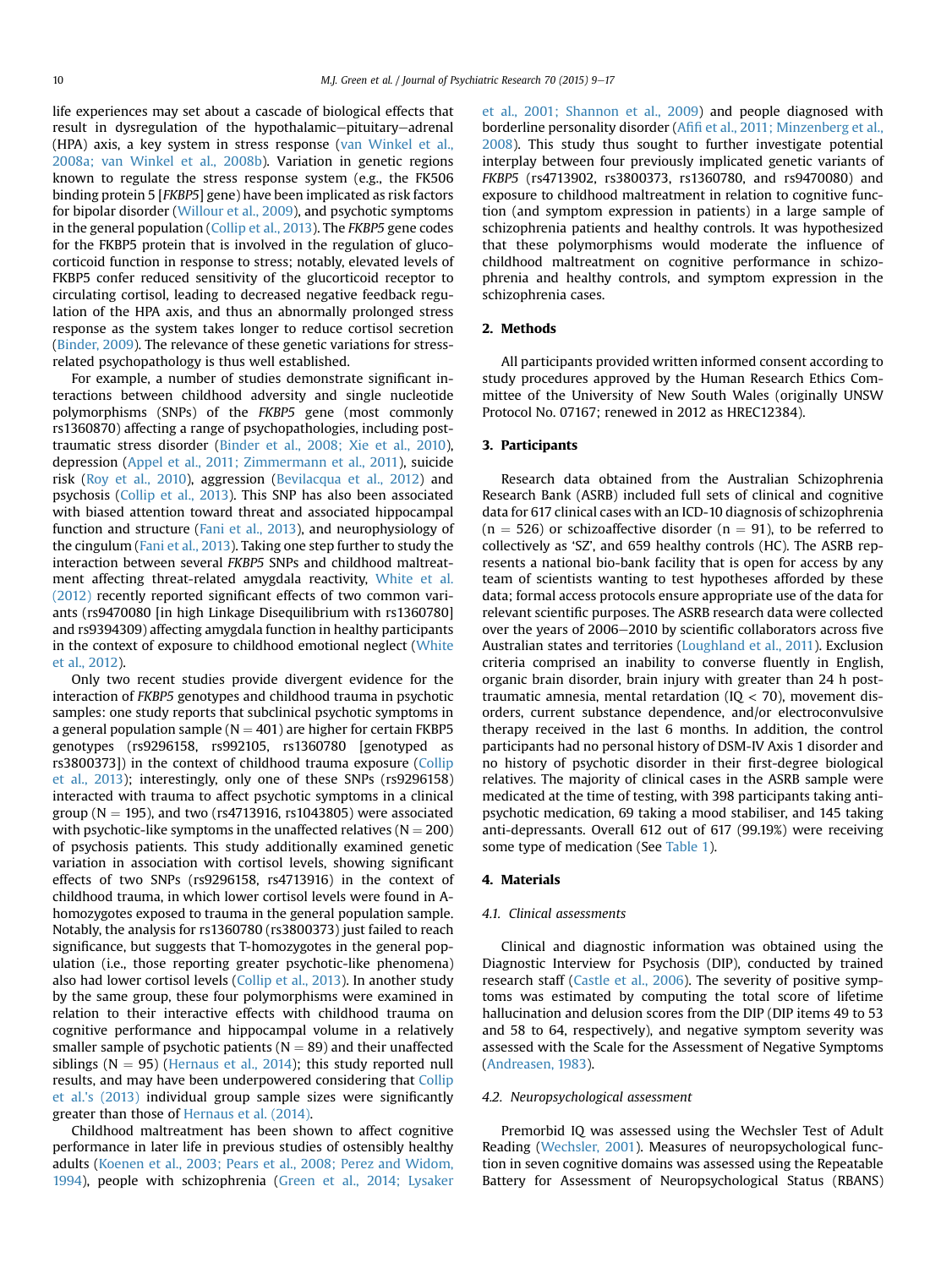life experiences may set about a cascade of biological effects that result in dysregulation of the hypothalamic–pituitary–adrenal (HPA) axis, a key system in stress response (van Winkel et al., 2008a; van Winkel et al., 2008b). Variation in genetic regions known to regulate the stress response system (e.g., the FK506 binding protein 5 [*FKBP5*] gene) have been implicated as risk factors for bipolar disorder (Willour et al., 2009), and psychotic symptoms in the general population (Collip et al., 2013). The *FKBP5* gene codes for the FKBP5 protein that is involved in the regulation of glucocorticoid function in response to stress; notably, elevated levels of FKBP5 confer reduced sensitivity of the glucorticoid receptor to circulating cortisol, leading to decreased negative feedback regulation of the HPA axis, and thus an abnormally prolonged stress response as the system takes longer to reduce cortisol secretion (Binder, 2009). The relevance of these genetic variations for stress-related psychopathology is thus well established.

For example, a number of studies demonstrate significant interactions between childhood adversity and single nucleotide polymorphisms (SNPs) of the *FKBP5* gene (most commonly rs1360870) affecting a range of psychopathologies, including post-traumatic stress disorder (Binder et al., 2008; Xie et al., 2010), depression (Appel et al., 2011; Zimmermann et al., 2011), suicide risk (Roy et al., 2010), aggression (Bevilacqua et al., 2012) and psychosis (Collip et al., 2013). This SNP has also been associated with biased attention toward threat and associated hippocampal function and structure (Fani et al., 2013), and neurophysiology of the cingulum (Fani et al., 2013). Taking one step further to study the interaction between several *FKBP5* SNPs and childhood maltreatment affecting threat-related amygdala reactivity, White et al. (2012) recently reported significant effects of two common variants (rs9470080 [in high Linkage Disequilibrium with rs1360780] and rs9394309) affecting amygdala function in healthy participants in the context of exposure to childhood emotional neglect (White et al., 2012).

Only two recent studies provide divergent evidence for the interaction of *FKBP5* genotypes and childhood trauma in psychotic samples: one study reports that subclinical psychotic symptoms in a general population sample (N = 401) are higher for certain FKBP5 genotypes (rs9296158, rs992105, rs1360780 [genotyped as rs3800373]) in the context of childhood trauma exposure (Collip et al., 2013); interestingly, only one of these SNPs (rs9296158) interacted with trauma to affect psychotic symptoms in a clinical group (N = 195), and two (rs4713916, rs1043805) were associated with psychotic-like symptoms in the unaffected relatives (N = 200) of psychosis patients. This study additionally examined genetic variation in association with cortisol levels, showing significant effects of two SNPs (rs9296158, rs4713916) in the context of childhood trauma, in which lower cortisol levels were found in A-homozygotes exposed to trauma in the general population sample. Notably, the analysis for rs1360780 (rs3800373) just failed to reach significance, but suggests that T-homozygotes in the general population (i.e., those reporting greater psychotic-like phenomena) also had lower cortisol levels (Collip et al., 2013). In another study by the same group, these four polymorphisms were examined in relation to their interactive effects with childhood trauma on cognitive performance and hippocampal volume in a relatively smaller sample of psychotic patients (N = 89) and their unaffected siblings (N = 95) (Hernaus et al., 2014); this study reported null results, and may have been underpowered considering that Collip et al.'s (2013) individual group sample sizes were significantly greater than those of Hernaus et al. (2014).

Childhood maltreatment has been shown to affect cognitive performance in later life in previous studies of ostensibly healthy adults (Koenen et al., 2003; Pears et al., 2008; Perez and Widom, 1994), people with schizophrenia (Green et al., 2014; Lysaker et al., 2001; Shannon et al., 2009) and people diagnosed with borderline personality disorder (Afifi et al., 2011; Minzenberg et al., 2008). This study thus sought to further investigate potential interplay between four previously implicated genetic variants of *FKBP5* (rs4713902, rs3800373, rs1360780, and rs9470080) and exposure to childhood maltreatment in relation to cognitive function (and symptom expression in patients) in a large sample of schizophrenia patients and healthy controls. It was hypothesized that these polymorphisms would moderate the influence of childhood maltreatment on cognitive performance in schizophrenia and healthy controls, and symptom expression in the schizophrenia cases.

## 2. Methods

All participants provided written informed consent according to study procedures approved by the Human Research Ethics Committee of the University of New South Wales (originally UNSW Protocol No. 07167; renewed in 2012 as HREC12384).

## 3. Participants

Research data obtained from the Australian Schizophrenia Research Bank (ASRB) included full sets of clinical and cognitive data for 617 clinical cases with an ICD-10 diagnosis of schizophrenia (n = 526) or schizoaffective disorder (n = 91), to be referred to collectively as 'SZ', and 659 healthy controls (HC). The ASRB represents a national bio-bank facility that is open for access by any team of scientists wanting to test hypotheses afforded by these data; formal access protocols ensure appropriate use of the data for relevant scientific purposes. The ASRB research data were collected over the years of 2006–2010 by scientific collaborators across five Australian states and territories (Loughland et al., 2011). Exclusion criteria comprised an inability to converse fluently in English, organic brain disorder, brain injury with greater than 24 h post-traumatic amnesia, mental retardation (IQ < 70), movement disorders, current substance dependence, and/or electroconvulsive therapy received in the last 6 months. In addition, the control participants had no personal history of DSM-IV Axis 1 disorder and no history of psychotic disorder in their first-degree biological relatives. The majority of clinical cases in the ASRB sample were medicated at the time of testing, with 398 participants taking anti-psychotic medication, 69 taking a mood stabiliser, and 145 taking anti-depressants. Overall 612 out of 617 (99.19%) were receiving some type of medication (See Table 1).

## 4. Materials

### 4.1. Clinical assessments

Clinical and diagnostic information was obtained using the Diagnostic Interview for Psychosis (DIP), conducted by trained research staff (Castle et al., 2006). The severity of positive symptoms was estimated by computing the total score of lifetime hallucination and delusion scores from the DIP (DIP items 49 to 53 and 58 to 64, respectively), and negative symptom severity was assessed with the Scale for the Assessment of Negative Symptoms (Andreasen, 1983).

### 4.2. Neuropsychological assessment

Premorbid IQ was assessed using the Wechsler Test of Adult Reading (Wechsler, 2001). Measures of neuropsychological function in seven cognitive domains was assessed using the Repeatable Battery for Assessment of Neuropsychological Status (RBANS)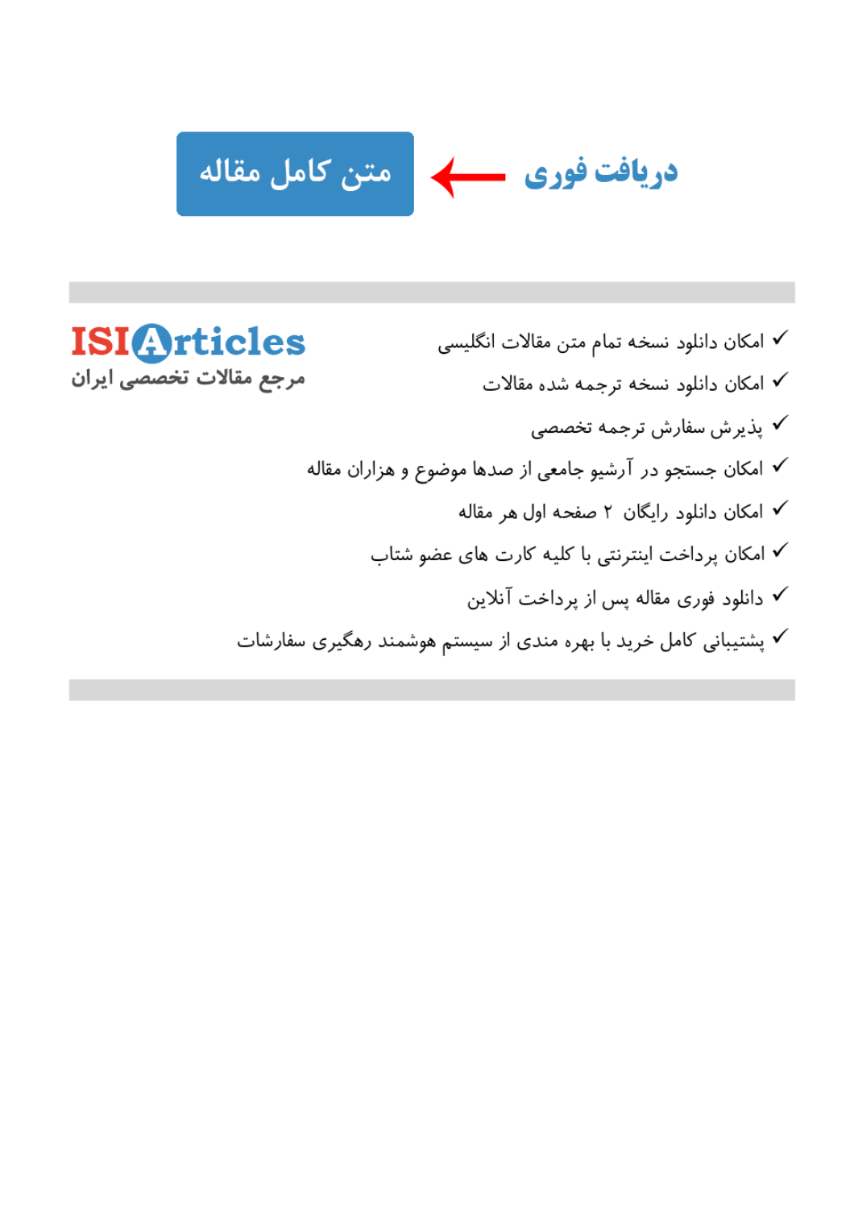دریافت فوری ← **متن کامل مقاله**

**ISIArticles**
مرجع مقالات تخصصی ایران

- ✓ امکان دانلود نسخه تمام متن مقالات انگلیسی
- ✓ امکان دانلود نسخه ترجمه شده مقالات
- ✓ پذیرش سفارش ترجمه تخصصی
- ✓ امکان جستجو در آرشیو جامعی از صدها موضوع و هزاران مقاله
- ✓ امکان دانلود رایگان ۲ صفحه اول هر مقاله
- ✓ امکان پرداخت اینترنتی با کلیه کارت های عضو شتاب
- ✓ دانلود فوری مقاله پس از پرداخت آنلاین
- ✓ پشتیبانی کامل خرید با بهره مندی از سیستم هوشمند رهگیری سفارشات